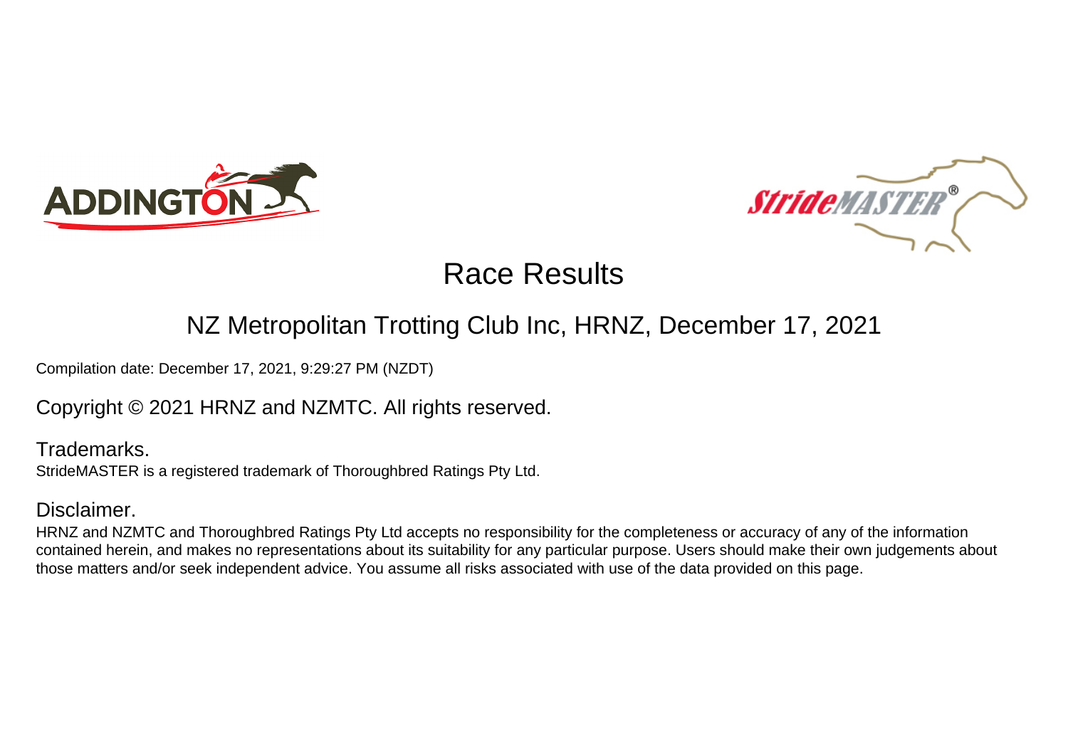# Race Results

## NZ Metropolitan Trotting Club Inc, HRNZ, December 17, 2021

Compilation date: December 17, 2021, 9:29:27 PM (NZDT)

Copyright © 2021 HRNZ and NZMTC. All rights reserved.

### Trademarks.

StrideMASTER is a registered trademark of Thoroughbred Ratings Pty Ltd.

### Disclaimer.

HRNZ and NZMTC and Thoroughbred Ratings Pty Ltd accepts no responsibility for the completeness or accuracy of any of the information contained herein, and makes no representations about its suitability for any particular purpose. Users should make their own judgements about those matters and/or seek independent advice. You assume all risks associated with use of the data provided on this page.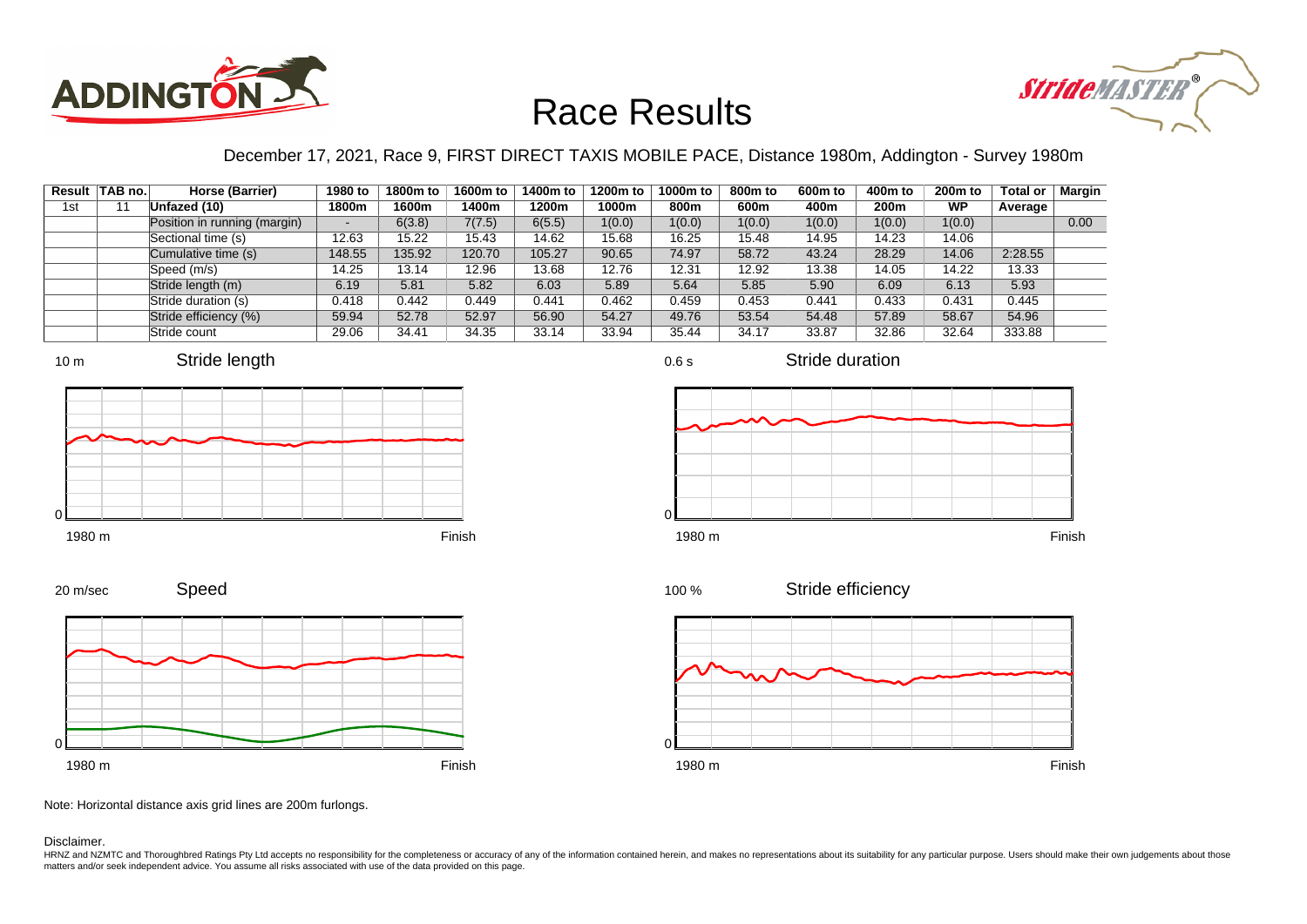# Race Results

December 17, 2021, Race 9, FIRST DIRECT TAXIS MOBILE PACE, Distance 1980m, Addington - Survey 1980m

| Result | TAB no. | Horse (Barrier) | 1980 to 1800m | 1800m to 1600m | 1600m to 1400m | 1400m to 1200m | 1200m to 1000m | 1000m to 800m | 800m to 600m | 600m to 400m | 400m to 200m | 200m to WP | Total or Average | Margin |
|---|---|---|---|---|---|---|---|---|---|---|---|---|---|---|
| 1st | 11 | Unfazed (10) | | | | | | | | | | | | |
| | | Position in running (margin) | - | 6(3.8) | 7(7.5) | 6(5.5) | 1(0.0) | 1(0.0) | 1(0.0) | 1(0.0) | 1(0.0) | 1(0.0) | | 0.00 |
| | | Sectional time (s) | 12.63 | 15.22 | 15.43 | 14.62 | 15.68 | 16.25 | 15.48 | 14.95 | 14.23 | 14.06 | | |
| | | Cumulative time (s) | 148.55 | 135.92 | 120.70 | 105.27 | 90.65 | 74.97 | 58.72 | 43.24 | 28.29 | 14.06 | 2:28.55 | |
| | | Speed (m/s) | 14.25 | 13.14 | 12.96 | 13.68 | 12.76 | 12.31 | 12.92 | 13.38 | 14.05 | 14.22 | 13.33 | |
| | | Stride length (m) | 6.19 | 5.81 | 5.82 | 6.03 | 5.89 | 5.64 | 5.85 | 5.90 | 6.09 | 6.13 | 5.93 | |
| | | Stride duration (s) | 0.418 | 0.442 | 0.449 | 0.441 | 0.462 | 0.459 | 0.453 | 0.441 | 0.433 | 0.431 | 0.445 | |
| | | Stride efficiency (%) | 59.94 | 52.78 | 52.97 | 56.90 | 54.27 | 49.76 | 53.54 | 54.48 | 57.89 | 58.67 | 54.96 | |
| | | Stride count | 29.06 | 34.41 | 34.35 | 33.14 | 33.94 | 35.44 | 34.17 | 33.87 | 32.86 | 32.64 | 333.88 | |

Stride length (10 m; 1980 m – Finish)

Stride duration (0.6 s; 1980 m – Finish)

Speed (20 m/sec; 1980 m – Finish)

Stride efficiency (100 %; 1980 m – Finish)

Note: Horizontal distance axis grid lines are 200m furlongs.

Disclaimer.

HRNZ and NZMTC and Thoroughbred Ratings Pty Ltd accepts no responsibility for the completeness or accuracy of any of the information contained herein, and makes no representations about its suitability for any particular purpose. Users should make their own judgements about those matters and/or seek independent advice. You assume all risks associated with use of the data provided on this page.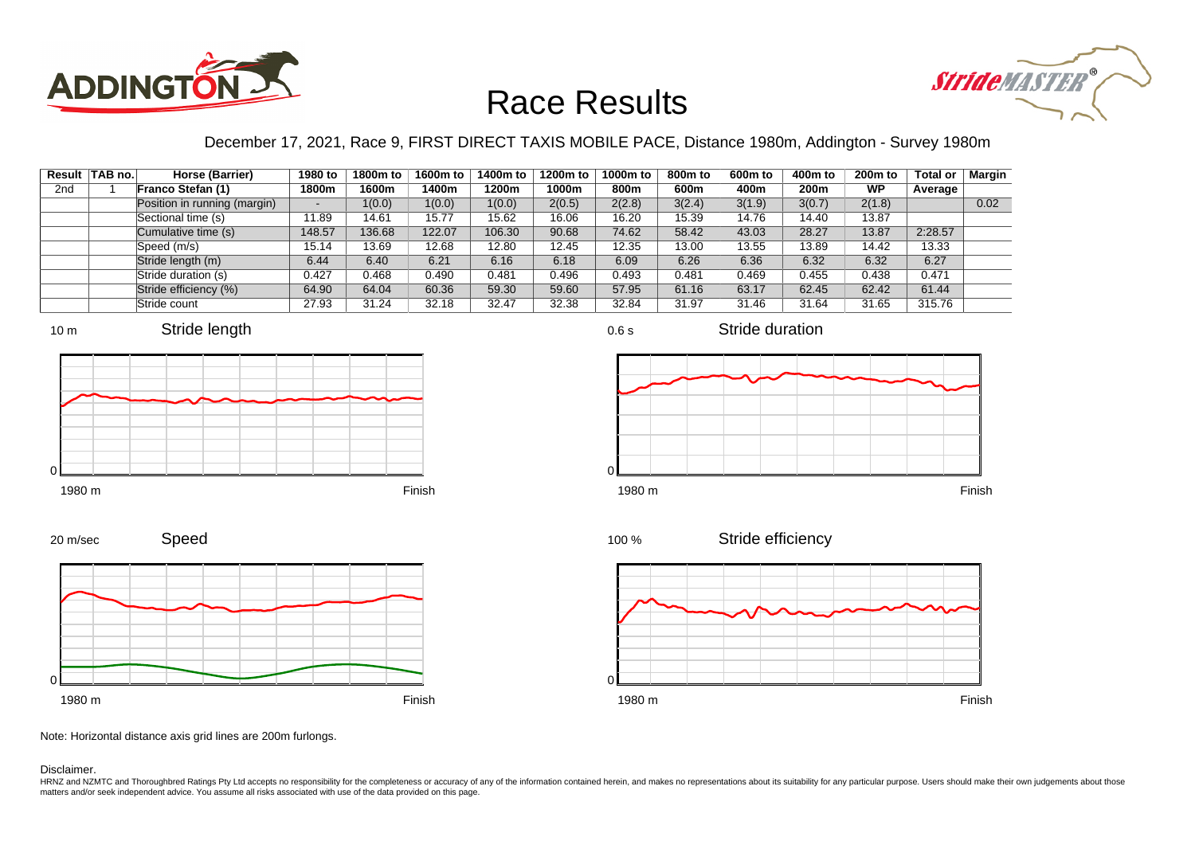# Race Results

December 17, 2021, Race 9, FIRST DIRECT TAXIS MOBILE PACE, Distance 1980m, Addington - Survey 1980m

| Result | TAB no. | Horse (Barrier) | 1980 to 1800m | 1800m to 1600m | 1600m to 1400m | 1400m to 1200m | 1200m to 1000m | 1000m to 800m | 800m to 600m | 600m to 400m | 400m to 200m | 200m to WP | Total or Average | Margin |
|---|---|---|---|---|---|---|---|---|---|---|---|---|---|---|
| 2nd | 1 | **Franco Stefan (1)** | | | | | | | | | | | | |
| | | Position in running (margin) | - | 1(0.0) | 1(0.0) | 1(0.0) | 2(0.5) | 2(2.8) | 3(2.4) | 3(1.9) | 3(0.7) | 2(1.8) | | 0.02 |
| | | Sectional time (s) | 11.89 | 14.61 | 15.77 | 15.62 | 16.06 | 16.20 | 15.39 | 14.76 | 14.40 | 13.87 | | |
| | | Cumulative time (s) | 148.57 | 136.68 | 122.07 | 106.30 | 90.68 | 74.62 | 58.42 | 43.03 | 28.27 | 13.87 | 2:28.57 | |
| | | Speed (m/s) | 15.14 | 13.69 | 12.68 | 12.80 | 12.45 | 12.35 | 13.00 | 13.55 | 13.89 | 14.42 | 13.33 | |
| | | Stride length (m) | 6.44 | 6.40 | 6.21 | 6.16 | 6.18 | 6.09 | 6.26 | 6.36 | 6.32 | 6.32 | 6.27 | |
| | | Stride duration (s) | 0.427 | 0.468 | 0.490 | 0.481 | 0.496 | 0.493 | 0.481 | 0.469 | 0.455 | 0.438 | 0.471 | |
| | | Stride efficiency (%) | 64.90 | 64.04 | 60.36 | 59.30 | 59.60 | 57.95 | 61.16 | 63.17 | 62.45 | 62.42 | 61.44 | |
| | | Stride count | 27.93 | 31.24 | 32.18 | 32.47 | 32.38 | 32.84 | 31.97 | 31.46 | 31.64 | 31.65 | 315.76 | |

Note: Horizontal distance axis grid lines are 200m furlongs.

Disclaimer.

HRNZ and NZMTC and Thoroughbred Ratings Pty Ltd accepts no responsibility for the completeness or accuracy of any of the information contained herein, and makes no representations about its suitability for any particular purpose. Users should make their own judgements about those matters and/or seek independent advice. You assume all risks associated with use of the data provided on this page.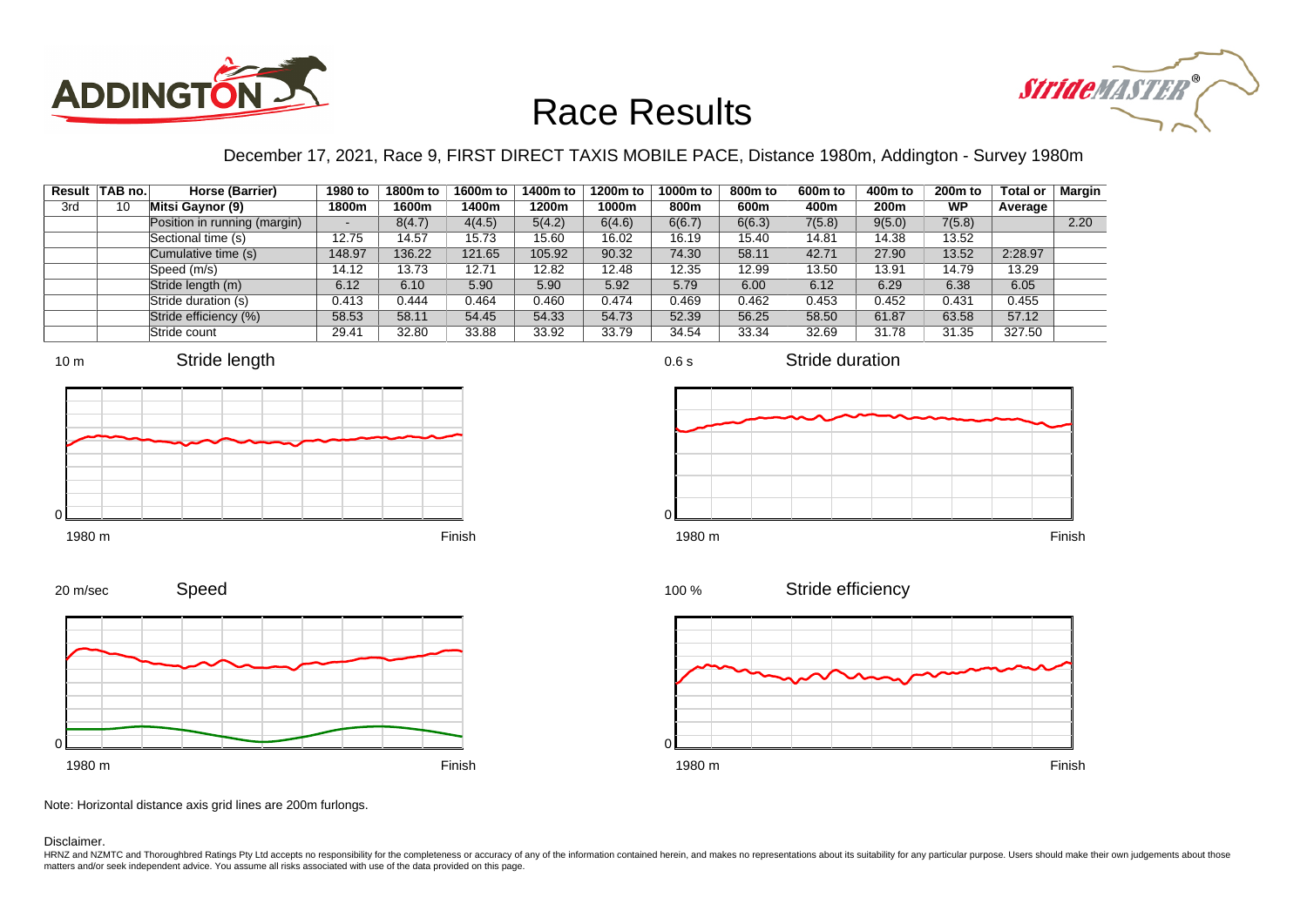# Race Results

December 17, 2021, Race 9, FIRST DIRECT TAXIS MOBILE PACE, Distance 1980m, Addington - Survey 1980m

| Result | TAB no. | Horse (Barrier) | 1980 to 1800m | 1800m to 1600m | 1600m to 1400m | 1400m to 1200m | 1200m to 1000m | 1000m to 800m | 800m to 600m | 600m to 400m | 400m to 200m | 200m to WP | Total or Average | Margin |
|---|---|---|---|---|---|---|---|---|---|---|---|---|---|---|
| 3rd | 10 | Mitsi Gaynor (9) | | | | | | | | | | | | |
| | | Position in running (margin) | - | 8(4.7) | 4(4.5) | 5(4.2) | 6(4.6) | 6(6.7) | 6(6.3) | 7(5.8) | 9(5.0) | 7(5.8) | | 2.20 |
| | | Sectional time (s) | 12.75 | 14.57 | 15.73 | 15.60 | 16.02 | 16.19 | 15.40 | 14.81 | 14.38 | 13.52 | | |
| | | Cumulative time (s) | 148.97 | 136.22 | 121.65 | 105.92 | 90.32 | 74.30 | 58.11 | 42.71 | 27.90 | 13.52 | 2:28.97 | |
| | | Speed (m/s) | 14.12 | 13.73 | 12.71 | 12.82 | 12.48 | 12.35 | 12.99 | 13.50 | 13.91 | 14.79 | 13.29 | |
| | | Stride length (m) | 6.12 | 6.10 | 5.90 | 5.90 | 5.92 | 5.79 | 6.00 | 6.12 | 6.29 | 6.38 | 6.05 | |
| | | Stride duration (s) | 0.413 | 0.444 | 0.464 | 0.460 | 0.474 | 0.469 | 0.462 | 0.453 | 0.452 | 0.431 | 0.455 | |
| | | Stride efficiency (%) | 58.53 | 58.11 | 54.45 | 54.33 | 54.73 | 52.39 | 56.25 | 58.50 | 61.87 | 63.58 | 57.12 | |
| | | Stride count | 29.41 | 32.80 | 33.88 | 33.92 | 33.79 | 34.54 | 33.34 | 32.69 | 31.78 | 31.35 | 327.50 | |

Note: Horizontal distance axis grid lines are 200m furlongs.

Disclaimer.

HRNZ and NZMTC and Thoroughbred Ratings Pty Ltd accepts no responsibility for the completeness or accuracy of any of the information contained herein, and makes no representations about its suitability for any particular purpose. Users should make their own judgements about those matters and/or seek independent advice. You assume all risks associated with use of the data provided on this page.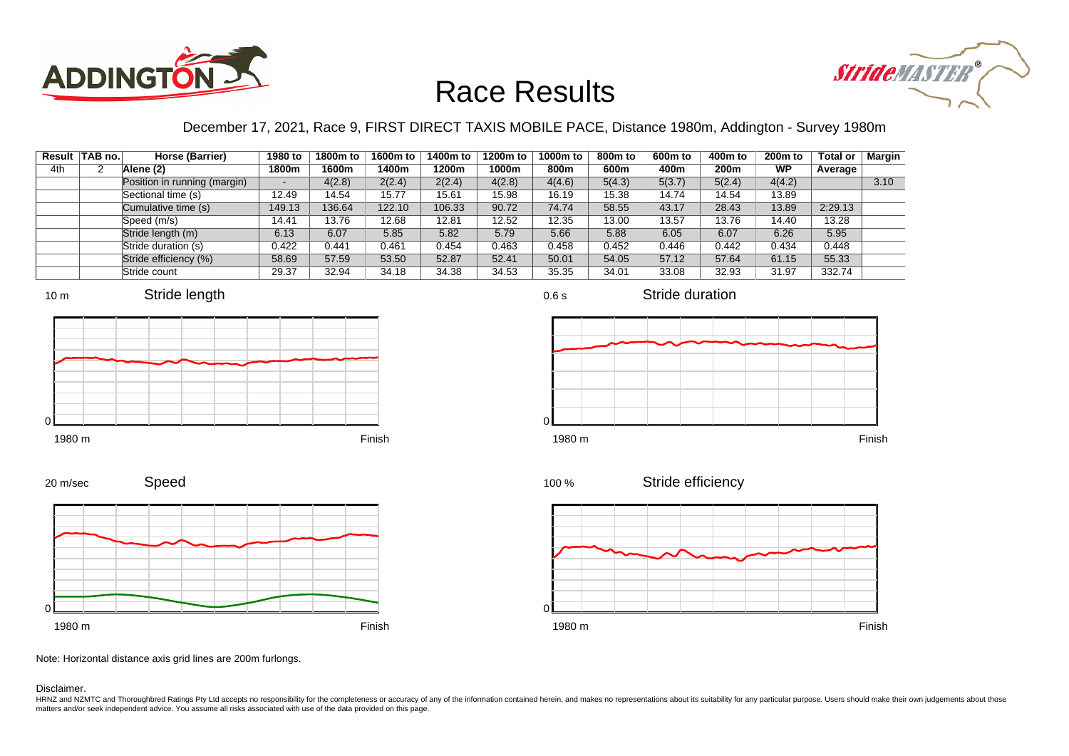# Race Results

December 17, 2021, Race 9, FIRST DIRECT TAXIS MOBILE PACE, Distance 1980m, Addington - Survey 1980m

| Result | TAB no. | Horse (Barrier) | 1980 to 1800m | 1800m to 1600m | 1600m to 1400m | 1400m to 1200m | 1200m to 1000m | 1000m to 800m | 800m to 600m | 600m to 400m | 400m to 200m | 200m to WP | Total or Average | Margin |
|---|---|---|---|---|---|---|---|---|---|---|---|---|---|---|
| 4th | 2 | Alene (2) | | | | | | | | | | | | |
| | | Position in running (margin) | - | 4(2.8) | 2(2.4) | 2(2.4) | 4(2.8) | 4(4.6) | 5(4.3) | 5(3.7) | 5(2.4) | 4(4.2) | | 3.10 |
| | | Sectional time (s) | 12.49 | 14.54 | 15.77 | 15.61 | 15.98 | 16.19 | 15.38 | 14.74 | 14.54 | 13.89 | | |
| | | Cumulative time (s) | 149.13 | 136.64 | 122.10 | 106.33 | 90.72 | 74.74 | 58.55 | 43.17 | 28.43 | 13.89 | 2:29.13 | |
| | | Speed (m/s) | 14.41 | 13.76 | 12.68 | 12.81 | 12.52 | 12.35 | 13.00 | 13.57 | 13.76 | 14.40 | 13.28 | |
| | | Stride length (m) | 6.13 | 6.07 | 5.85 | 5.82 | 5.79 | 5.66 | 5.88 | 6.05 | 6.07 | 6.26 | 5.95 | |
| | | Stride duration (s) | 0.422 | 0.441 | 0.461 | 0.454 | 0.463 | 0.458 | 0.452 | 0.446 | 0.442 | 0.434 | 0.448 | |
| | | Stride efficiency (%) | 58.69 | 57.59 | 53.50 | 52.87 | 52.41 | 50.01 | 54.05 | 57.12 | 57.64 | 61.15 | 55.33 | |
| | | Stride count | 29.37 | 32.94 | 34.18 | 34.38 | 34.53 | 35.35 | 34.01 | 33.08 | 32.93 | 31.97 | 332.74 | |

Stride length (10 m scale; 1980 m to Finish)

Stride duration (0.6 s scale; 1980 m to Finish)

Speed (20 m/sec scale; 1980 m to Finish)

Stride efficiency (100 % scale; 1980 m to Finish)

Note: Horizontal distance axis grid lines are 200m furlongs.

Disclaimer.

HRNZ and NZMTC and Thoroughbred Ratings Pty Ltd accepts no responsibility for the completeness or accuracy of any of the information contained herein, and makes no representations about its suitability for any particular purpose. Users should make their own judgements about those matters and/or seek independent advice. You assume all risks associated with use of the data provided on this page.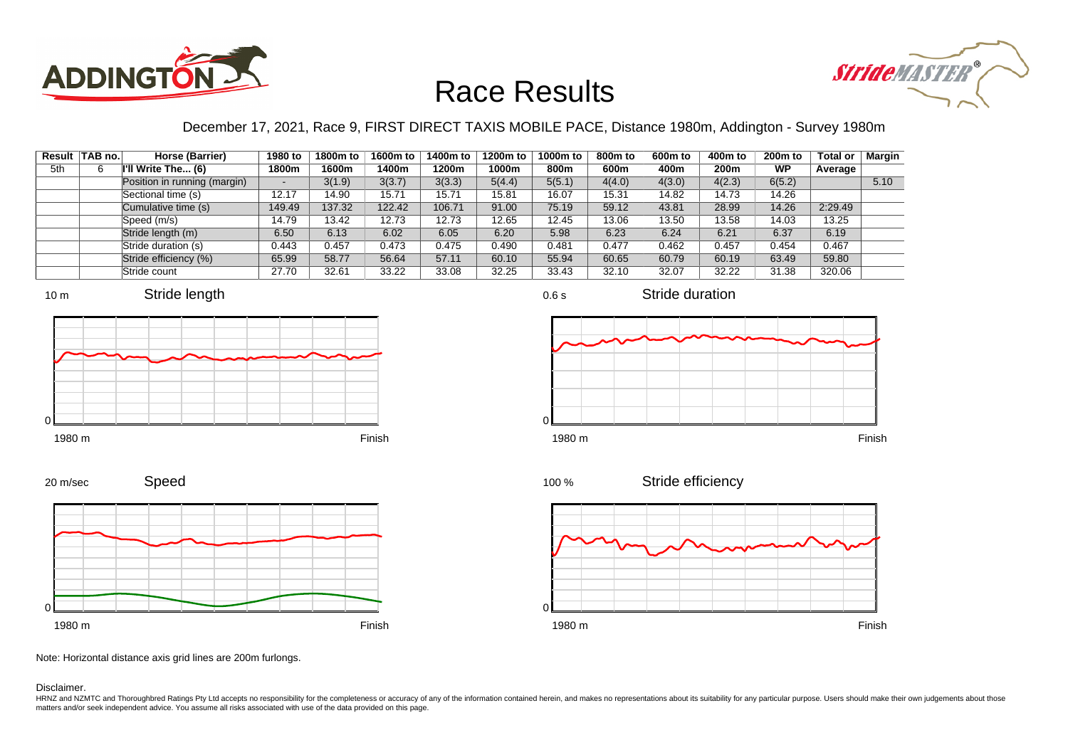# Race Results

December 17, 2021, Race 9, FIRST DIRECT TAXIS MOBILE PACE, Distance 1980m, Addington - Survey 1980m

| Result | TAB no. | Horse (Barrier) | 1980 to 1800m | 1800m to 1600m | 1600m to 1400m | 1400m to 1200m | 1200m to 1000m | 1000m to 800m | 800m to 600m | 600m to 400m | 400m to 200m | 200m to WP | Total or Average | Margin |
|---|---|---|---|---|---|---|---|---|---|---|---|---|---|---|
| 5th | 6 | I'll Write The... (6) | | | | | | | | | | | | |
| | | Position in running (margin) | - | 3(1.9) | 3(3.7) | 3(3.3) | 5(4.4) | 5(5.1) | 4(4.0) | 4(3.0) | 4(2.3) | 6(5.2) | | 5.10 |
| | | Sectional time (s) | 12.17 | 14.90 | 15.71 | 15.71 | 15.81 | 16.07 | 15.31 | 14.82 | 14.73 | 14.26 | | |
| | | Cumulative time (s) | 149.49 | 137.32 | 122.42 | 106.71 | 91.00 | 75.19 | 59.12 | 43.81 | 28.99 | 14.26 | 2:29.49 | |
| | | Speed (m/s) | 14.79 | 13.42 | 12.73 | 12.73 | 12.65 | 12.45 | 13.06 | 13.50 | 13.58 | 14.03 | 13.25 | |
| | | Stride length (m) | 6.50 | 6.13 | 6.02 | 6.05 | 6.20 | 5.98 | 6.23 | 6.24 | 6.21 | 6.37 | 6.19 | |
| | | Stride duration (s) | 0.443 | 0.457 | 0.473 | 0.475 | 0.490 | 0.481 | 0.477 | 0.462 | 0.457 | 0.454 | 0.467 | |
| | | Stride efficiency (%) | 65.99 | 58.77 | 56.64 | 57.11 | 60.10 | 55.94 | 60.65 | 60.79 | 60.19 | 63.49 | 59.80 | |
| | | Stride count | 27.70 | 32.61 | 33.22 | 33.08 | 32.25 | 33.43 | 32.10 | 32.07 | 32.22 | 31.38 | 320.06 | |

Stride length (10 m, 0; 1980 m to Finish)

Stride duration (0.6 s, 0; 1980 m to Finish)

Speed (20 m/sec, 0; 1980 m to Finish)

Stride efficiency (100 %, 0; 1980 m to Finish)

Note: Horizontal distance axis grid lines are 200m furlongs.

Disclaimer.

HRNZ and NZMTC and Thoroughbred Ratings Pty Ltd accepts no responsibility for the completeness or accuracy of any of the information contained herein, and makes no representations about its suitability for any particular purpose. Users should make their own judgements about those matters and/or seek independent advice. You assume all risks associated with use of the data provided on this page.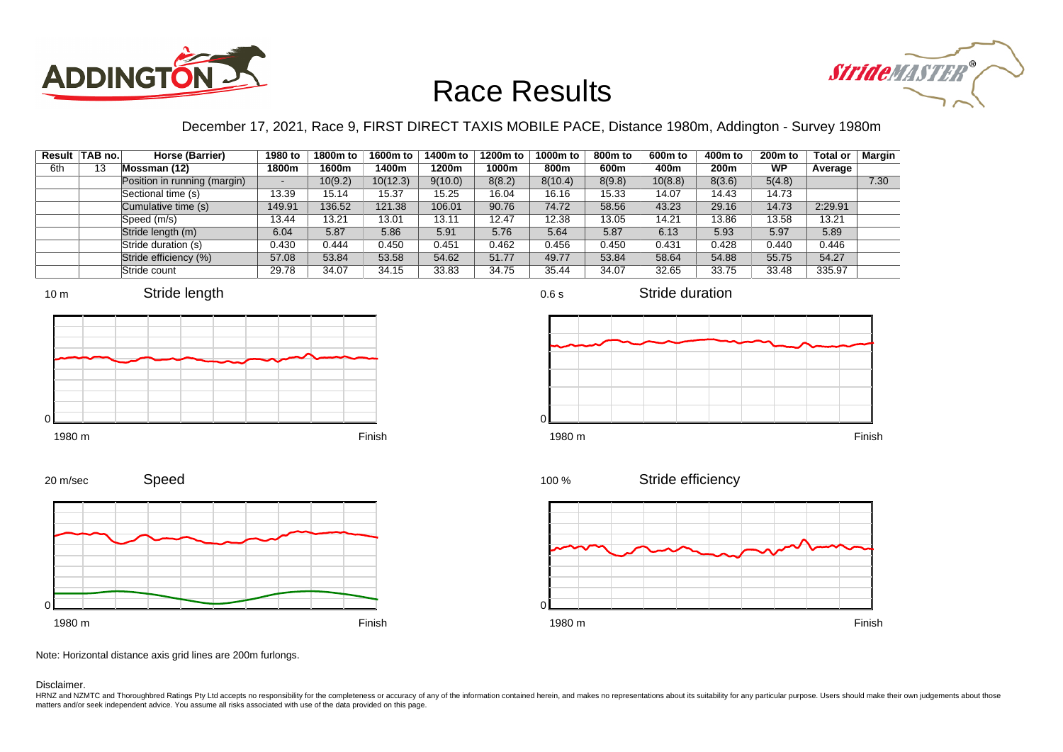# Race Results

December 17, 2021, Race 9, FIRST DIRECT TAXIS MOBILE PACE, Distance 1980m, Addington - Survey 1980m

| Result | TAB no. | Horse (Barrier) | 1980 to 1800m | 1800m to 1600m | 1600m to 1400m | 1400m to 1200m | 1200m to 1000m | 1000m to 800m | 800m to 600m | 600m to 400m | 400m to 200m | 200m to WP | Total or Average | Margin |
|---|---|---|---|---|---|---|---|---|---|---|---|---|---|---|
| 6th | 13 | **Mossman (12)** | | | | | | | | | | | | |
| | | Position in running (margin) | - | 10(9.2) | 10(12.3) | 9(10.0) | 8(8.2) | 8(10.4) | 8(9.8) | 10(8.8) | 8(3.6) | 5(4.8) | | 7.30 |
| | | Sectional time (s) | 13.39 | 15.14 | 15.37 | 15.25 | 16.04 | 16.16 | 15.33 | 14.07 | 14.43 | 14.73 | | |
| | | Cumulative time (s) | 149.91 | 136.52 | 121.38 | 106.01 | 90.76 | 74.72 | 58.56 | 43.23 | 29.16 | 14.73 | 2:29.91 | |
| | | Speed (m/s) | 13.44 | 13.21 | 13.01 | 13.11 | 12.47 | 12.38 | 13.05 | 14.21 | 13.86 | 13.58 | 13.21 | |
| | | Stride length (m) | 6.04 | 5.87 | 5.86 | 5.91 | 5.76 | 5.64 | 5.87 | 6.13 | 5.93 | 5.97 | 5.89 | |
| | | Stride duration (s) | 0.430 | 0.444 | 0.450 | 0.451 | 0.462 | 0.456 | 0.450 | 0.431 | 0.428 | 0.440 | 0.446 | |
| | | Stride efficiency (%) | 57.08 | 53.84 | 53.58 | 54.62 | 51.77 | 49.77 | 53.84 | 58.64 | 54.88 | 55.75 | 54.27 | |
| | | Stride count | 29.78 | 34.07 | 34.15 | 33.83 | 34.75 | 35.44 | 34.07 | 32.65 | 33.75 | 33.48 | 335.97 | |

Stride length (10 m, 0, 1980 m – Finish)

Stride duration (0.6 s, 0, 1980 m – Finish)

Speed (20 m/sec, 0, 1980 m – Finish)

Stride efficiency (100 %, 0, 1980 m – Finish)

Note: Horizontal distance axis grid lines are 200m furlongs.

Disclaimer.

HRNZ and NZMTC and Thoroughbred Ratings Pty Ltd accepts no responsibility for the completeness or accuracy of any of the information contained herein, and makes no representations about its suitability for any particular purpose. Users should make their own judgements about those matters and/or seek independent advice. You assume all risks associated with use of the data provided on this page.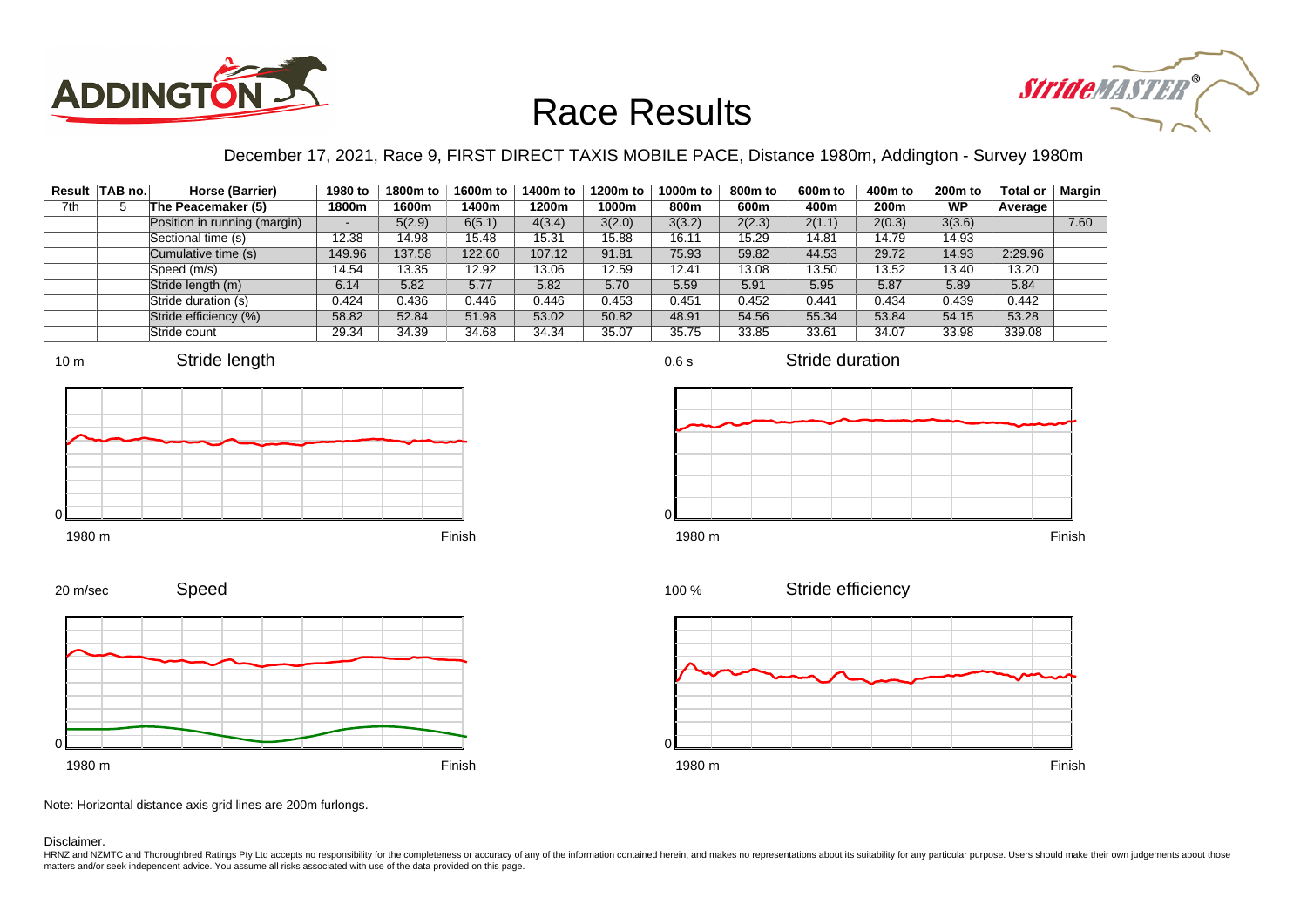# Race Results

December 17, 2021, Race 9, FIRST DIRECT TAXIS MOBILE PACE, Distance 1980m, Addington - Survey 1980m

| Result | TAB no. | Horse (Barrier) | 1980 to 1800m | 1800m to 1600m | 1600m to 1400m | 1400m to 1200m | 1200m to 1000m | 1000m to 800m | 800m to 600m | 600m to 400m | 400m to 200m | 200m to WP | Total or Average | Margin |
|---|---|---|---|---|---|---|---|---|---|---|---|---|---|---|
| 7th | 5 | The Peacemaker (5) | | | | | | | | | | | | |
| | | Position in running (margin) | - | 5(2.9) | 6(5.1) | 4(3.4) | 3(2.0) | 3(3.2) | 2(2.3) | 2(1.1) | 2(0.3) | 3(3.6) | | 7.60 |
| | | Sectional time (s) | 12.38 | 14.98 | 15.48 | 15.31 | 15.88 | 16.11 | 15.29 | 14.81 | 14.79 | 14.93 | | |
| | | Cumulative time (s) | 149.96 | 137.58 | 122.60 | 107.12 | 91.81 | 75.93 | 59.82 | 44.53 | 29.72 | 14.93 | 2:29.96 | |
| | | Speed (m/s) | 14.54 | 13.35 | 12.92 | 13.06 | 12.59 | 12.41 | 13.08 | 13.50 | 13.52 | 13.40 | 13.20 | |
| | | Stride length (m) | 6.14 | 5.82 | 5.77 | 5.82 | 5.70 | 5.59 | 5.91 | 5.95 | 5.87 | 5.89 | 5.84 | |
| | | Stride duration (s) | 0.424 | 0.436 | 0.446 | 0.446 | 0.453 | 0.451 | 0.452 | 0.441 | 0.434 | 0.439 | 0.442 | |
| | | Stride efficiency (%) | 58.82 | 52.84 | 51.98 | 53.02 | 50.82 | 48.91 | 54.56 | 55.34 | 53.84 | 54.15 | 53.28 | |
| | | Stride count | 29.34 | 34.39 | 34.68 | 34.34 | 35.07 | 35.75 | 33.85 | 33.61 | 34.07 | 33.98 | 339.08 | |

Stride length (10 m, 1980 m to Finish)

Stride duration (0.6 s, 1980 m to Finish)

Speed (20 m/sec, 1980 m to Finish)

Stride efficiency (100 %, 1980 m to Finish)

Note: Horizontal distance axis grid lines are 200m furlongs.

Disclaimer.

HRNZ and NZMTC and Thoroughbred Ratings Pty Ltd accepts no responsibility for the completeness or accuracy of any of the information contained herein, and makes no representations about its suitability for any particular purpose. Users should make their own judgements about those matters and/or seek independent advice. You assume all risks associated with use of the data provided on this page.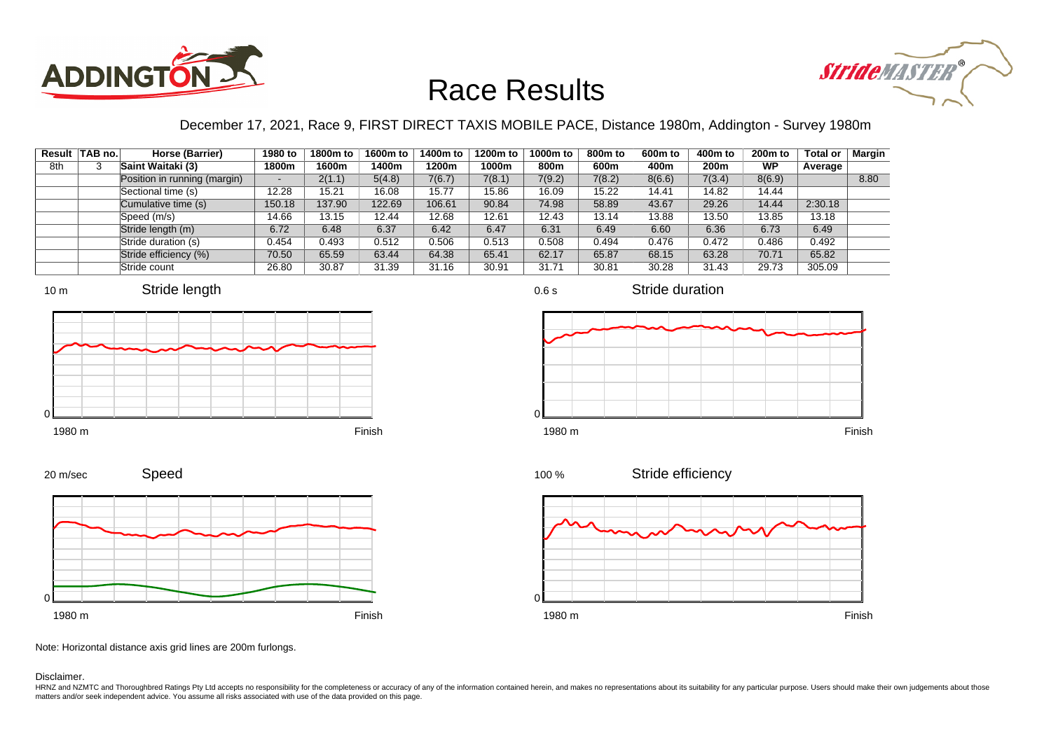# Race Results

December 17, 2021, Race 9, FIRST DIRECT TAXIS MOBILE PACE, Distance 1980m, Addington - Survey 1980m

| Result | TAB no. | Horse (Barrier) | 1980 to 1800m | 1800m to 1600m | 1600m to 1400m | 1400m to 1200m | 1200m to 1000m | 1000m to 800m | 800m to 600m | 600m to 400m | 400m to 200m | 200m to WP | Total or Average | Margin |
|---|---|---|---|---|---|---|---|---|---|---|---|---|---|---|
| 8th | 3 | Saint Waitaki (3) | | | | | | | | | | | | |
| | | Position in running (margin) | - | 2(1.1) | 5(4.8) | 7(6.7) | 7(8.1) | 7(9.2) | 7(8.2) | 8(6.6) | 7(3.4) | 8(6.9) | | 8.80 |
| | | Sectional time (s) | 12.28 | 15.21 | 16.08 | 15.77 | 15.86 | 16.09 | 15.22 | 14.41 | 14.82 | 14.44 | | |
| | | Cumulative time (s) | 150.18 | 137.90 | 122.69 | 106.61 | 90.84 | 74.98 | 58.89 | 43.67 | 29.26 | 14.44 | 2:30.18 | |
| | | Speed (m/s) | 14.66 | 13.15 | 12.44 | 12.68 | 12.61 | 12.43 | 13.14 | 13.88 | 13.50 | 13.85 | 13.18 | |
| | | Stride length (m) | 6.72 | 6.48 | 6.37 | 6.42 | 6.47 | 6.31 | 6.49 | 6.60 | 6.36 | 6.73 | 6.49 | |
| | | Stride duration (s) | 0.454 | 0.493 | 0.512 | 0.506 | 0.513 | 0.508 | 0.494 | 0.476 | 0.472 | 0.486 | 0.492 | |
| | | Stride efficiency (%) | 70.50 | 65.59 | 63.44 | 64.38 | 65.41 | 62.17 | 65.87 | 68.15 | 63.28 | 70.71 | 65.82 | |
| | | Stride count | 26.80 | 30.87 | 31.39 | 31.16 | 30.91 | 31.71 | 30.81 | 30.28 | 31.43 | 29.73 | 305.09 | |

Stride length (10 m, 0; 1980 m – Finish)

Stride duration (0.6 s, 0; 1980 m – Finish)

Speed (20 m/sec, 0; 1980 m – Finish)

Stride efficiency (100 %, 0; 1980 m – Finish)

Note: Horizontal distance axis grid lines are 200m furlongs.

Disclaimer.

HRNZ and NZMTC and Thoroughbred Ratings Pty Ltd accepts no responsibility for the completeness or accuracy of any of the information contained herein, and makes no representations about its suitability for any particular purpose. Users should make their own judgements about those matters and/or seek independent advice. You assume all risks associated with use of the data provided on this page.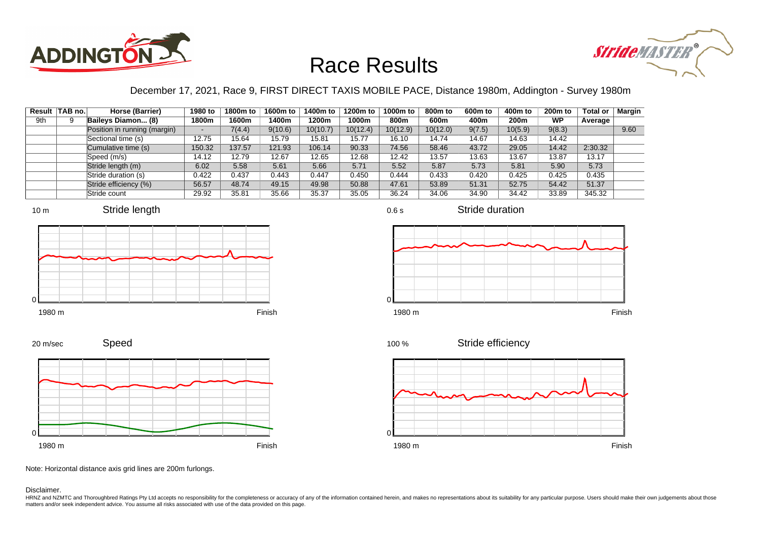# Race Results

December 17, 2021, Race 9, FIRST DIRECT TAXIS MOBILE PACE, Distance 1980m, Addington - Survey 1980m

| Result | TAB no. | Horse (Barrier) | 1980 to 1800m | 1800m to 1600m | 1600m to 1400m | 1400m to 1200m | 1200m to 1000m | 1000m to 800m | 800m to 600m | 600m to 400m | 400m to 200m | 200m to WP | Total or Average | Margin |
|---|---|---|---|---|---|---|---|---|---|---|---|---|---|---|
| 9th | 9 | Baileys Diamon... (8) | | | | | | | | | | | | |
| | | Position in running (margin) | - | 7(4.4) | 9(10.6) | 10(10.7) | 10(12.4) | 10(12.9) | 10(12.0) | 9(7.5) | 10(5.9) | 9(8.3) | | 9.60 |
| | | Sectional time (s) | 12.75 | 15.64 | 15.79 | 15.81 | 15.77 | 16.10 | 14.74 | 14.67 | 14.63 | 14.42 | | |
| | | Cumulative time (s) | 150.32 | 137.57 | 121.93 | 106.14 | 90.33 | 74.56 | 58.46 | 43.72 | 29.05 | 14.42 | 2:30.32 | |
| | | Speed (m/s) | 14.12 | 12.79 | 12.67 | 12.65 | 12.68 | 12.42 | 13.57 | 13.63 | 13.67 | 13.87 | 13.17 | |
| | | Stride length (m) | 6.02 | 5.58 | 5.61 | 5.66 | 5.71 | 5.52 | 5.87 | 5.73 | 5.81 | 5.90 | 5.73 | |
| | | Stride duration (s) | 0.422 | 0.437 | 0.443 | 0.447 | 0.450 | 0.444 | 0.433 | 0.420 | 0.425 | 0.425 | 0.435 | |
| | | Stride efficiency (%) | 56.57 | 48.74 | 49.15 | 49.98 | 50.88 | 47.61 | 53.89 | 51.31 | 52.75 | 54.42 | 51.37 | |
| | | Stride count | 29.92 | 35.81 | 35.66 | 35.37 | 35.05 | 36.24 | 34.06 | 34.90 | 34.42 | 33.89 | 345.32 | |

Stride length (10 m, 0; 1980 m – Finish)

Stride duration (0.6 s, 0; 1980 m – Finish)

Speed (20 m/sec, 0; 1980 m – Finish)

Stride efficiency (100 %, 0; 1980 m – Finish)

Note: Horizontal distance axis grid lines are 200m furlongs.

Disclaimer.

HRNZ and NZMTC and Thoroughbred Ratings Pty Ltd accepts no responsibility for the completeness or accuracy of any of the information contained herein, and makes no representations about its suitability for any particular purpose. Users should make their own judgements about those matters and/or seek independent advice. You assume all risks associated with use of the data provided on this page.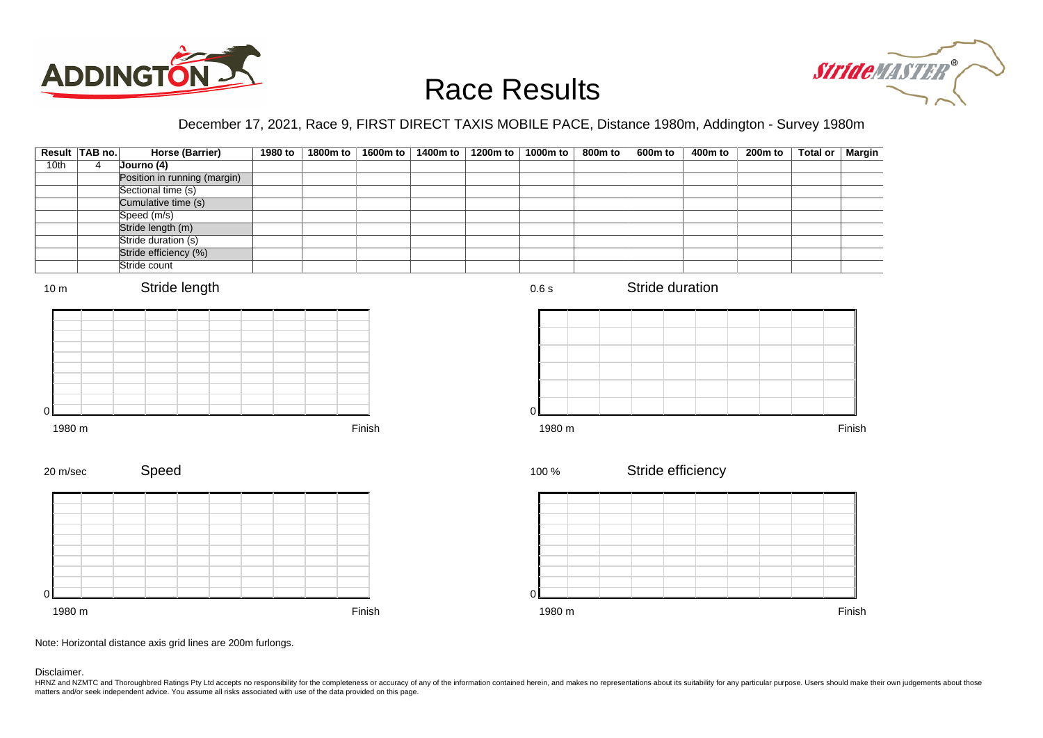# Race Results

December 17, 2021, Race 9, FIRST DIRECT TAXIS MOBILE PACE, Distance 1980m, Addington - Survey 1980m

| Result | TAB no. | Horse (Barrier) | 1980 to | 1800m to | 1600m to | 1400m to | 1200m to | 1000m to | 800m to | 600m to | 400m to | 200m to | Total or | Margin |
|---|---|---|---|---|---|---|---|---|---|---|---|---|---|---|
| 10th | 4 | Journo (4) | | | | | | | | | | | | |
| | | Position in running (margin) | | | | | | | | | | | | |
| | | Sectional time (s) | | | | | | | | | | | | |
| | | Cumulative time (s) | | | | | | | | | | | | |
| | | Speed (m/s) | | | | | | | | | | | | |
| | | Stride length (m) | | | | | | | | | | | | |
| | | Stride duration (s) | | | | | | | | | | | | |
| | | Stride efficiency (%) | | | | | | | | | | | | |
| | | Stride count | | | | | | | | | | | | |

Stride length (10 m, 0; 1980 m to Finish)

Stride duration (0.6 s, 0; 1980 m to Finish)

Speed (20 m/sec, 0; 1980 m to Finish)

Stride efficiency (100 %, 0; 1980 m to Finish)

Note: Horizontal distance axis grid lines are 200m furlongs.

Disclaimer.

HRNZ and NZMTC and Thoroughbred Ratings Pty Ltd accepts no responsibility for the completeness or accuracy of any of the information contained herein, and makes no representations about its suitability for any particular purpose. Users should make their own judgements about those matters and/or seek independent advice. You assume all risks associated with use of the data provided on this page.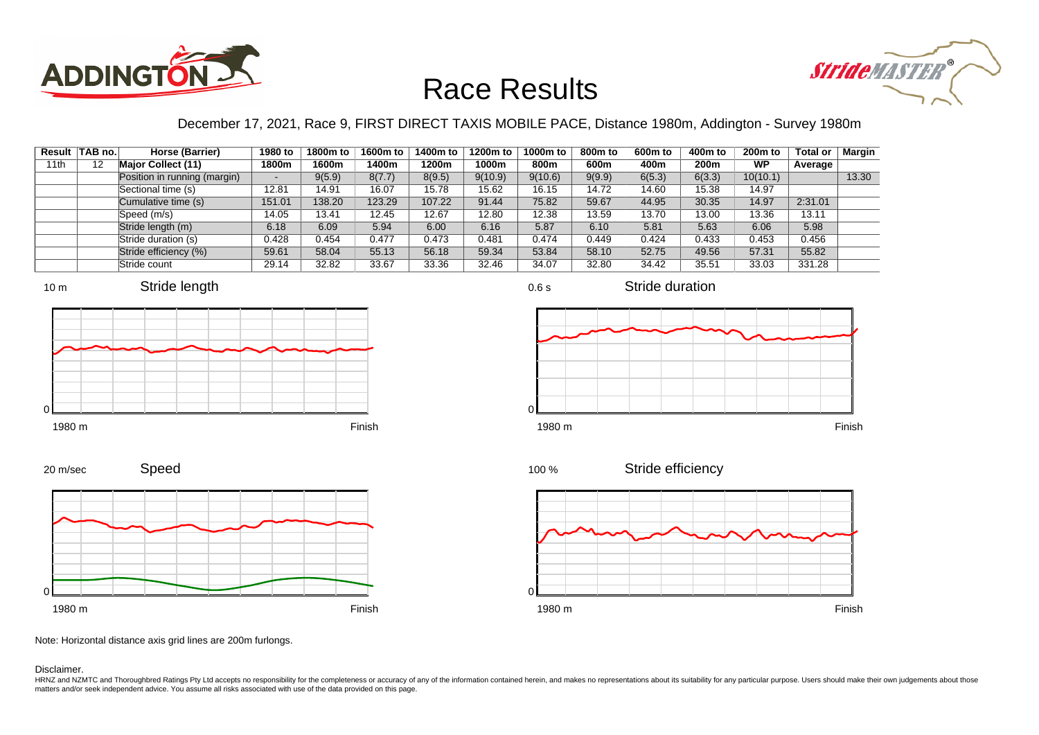# Race Results

December 17, 2021, Race 9, FIRST DIRECT TAXIS MOBILE PACE, Distance 1980m, Addington - Survey 1980m

| Result | TAB no. | Horse (Barrier) | 1980 to 1800m | 1800m to 1600m | 1600m to 1400m | 1400m to 1200m | 1200m to 1000m | 1000m to 800m | 800m to 600m | 600m to 400m | 400m to 200m | 200m to WP | Total or Average | Margin |
|---|---|---|---|---|---|---|---|---|---|---|---|---|---|---|
| 11th | 12 | **Major Collect (11)** | | | | | | | | | | | | |
| | | Position in running (margin) | - | 9(5.9) | 8(7.7) | 8(9.5) | 9(10.9) | 9(10.6) | 9(9.9) | 6(5.3) | 6(3.3) | 10(10.1) | | 13.30 |
| | | Sectional time (s) | 12.81 | 14.91 | 16.07 | 15.78 | 15.62 | 16.15 | 14.72 | 14.60 | 15.38 | 14.97 | | |
| | | Cumulative time (s) | 151.01 | 138.20 | 123.29 | 107.22 | 91.44 | 75.82 | 59.67 | 44.95 | 30.35 | 14.97 | 2:31.01 | |
| | | Speed (m/s) | 14.05 | 13.41 | 12.45 | 12.67 | 12.80 | 12.38 | 13.59 | 13.70 | 13.00 | 13.36 | 13.11 | |
| | | Stride length (m) | 6.18 | 6.09 | 5.94 | 6.00 | 6.16 | 5.87 | 6.10 | 5.81 | 5.63 | 6.06 | 5.98 | |
| | | Stride duration (s) | 0.428 | 0.454 | 0.477 | 0.473 | 0.481 | 0.474 | 0.449 | 0.424 | 0.433 | 0.453 | 0.456 | |
| | | Stride efficiency (%) | 59.61 | 58.04 | 55.13 | 56.18 | 59.34 | 53.84 | 58.10 | 52.75 | 49.56 | 57.31 | 55.82 | |
| | | Stride count | 29.14 | 32.82 | 33.67 | 33.36 | 32.46 | 34.07 | 32.80 | 34.42 | 35.51 | 33.03 | 331.28 | |

Note: Horizontal distance axis grid lines are 200m furlongs.

Disclaimer.

HRNZ and NZMTC and Thoroughbred Ratings Pty Ltd accepts no responsibility for the completeness or accuracy of any of the information contained herein, and makes no representations about its suitability for any particular purpose. Users should make their own judgements about those matters and/or seek independent advice. You assume all risks associated with use of the data provided on this page.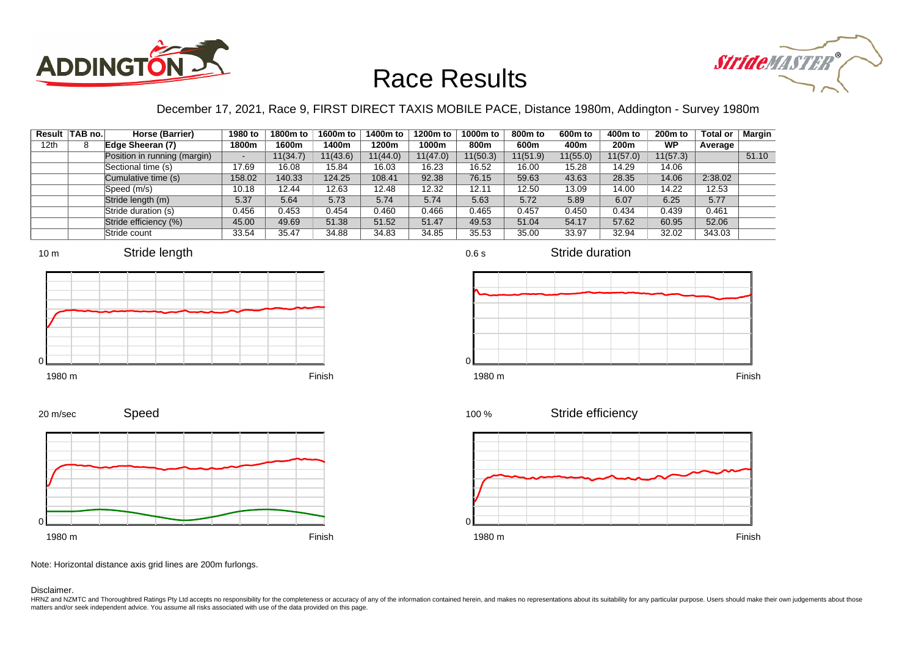# Race Results

December 17, 2021, Race 9, FIRST DIRECT TAXIS MOBILE PACE, Distance 1980m, Addington - Survey 1980m

| Result | TAB no. | Horse (Barrier) | 1980 to 1800m | 1800m to 1600m | 1600m to 1400m | 1400m to 1200m | 1200m to 1000m | 1000m to 800m | 800m to 600m | 600m to 400m | 400m to 200m | 200m to WP | Total or Average | Margin |
|---|---|---|---|---|---|---|---|---|---|---|---|---|---|---|
| 12th | 8 | **Edge Sheeran (7)** | | | | | | | | | | | | |
| | | Position in running (margin) | - | 11(34.7) | 11(43.6) | 11(44.0) | 11(47.0) | 11(50.3) | 11(51.9) | 11(55.0) | 11(57.0) | 11(57.3) | | 51.10 |
| | | Sectional time (s) | 17.69 | 16.08 | 15.84 | 16.03 | 16.23 | 16.52 | 16.00 | 15.28 | 14.29 | 14.06 | | |
| | | Cumulative time (s) | 158.02 | 140.33 | 124.25 | 108.41 | 92.38 | 76.15 | 59.63 | 43.63 | 28.35 | 14.06 | 2:38.02 | |
| | | Speed (m/s) | 10.18 | 12.44 | 12.63 | 12.48 | 12.32 | 12.11 | 12.50 | 13.09 | 14.00 | 14.22 | 12.53 | |
| | | Stride length (m) | 5.37 | 5.64 | 5.73 | 5.74 | 5.74 | 5.63 | 5.72 | 5.89 | 6.07 | 6.25 | 5.77 | |
| | | Stride duration (s) | 0.456 | 0.453 | 0.454 | 0.460 | 0.466 | 0.465 | 0.457 | 0.450 | 0.434 | 0.439 | 0.461 | |
| | | Stride efficiency (%) | 45.00 | 49.69 | 51.38 | 51.52 | 51.47 | 49.53 | 51.04 | 54.17 | 57.62 | 60.95 | 52.06 | |
| | | Stride count | 33.54 | 35.47 | 34.88 | 34.83 | 34.85 | 35.53 | 35.00 | 33.97 | 32.94 | 32.02 | 343.03 | |

Stride length
10 m
0
1980 m
Finish

Stride duration
0.6 s
0
1980 m
Finish

Speed
20 m/sec
0
1980 m
Finish

Stride efficiency
100 %
0
1980 m
Finish

Note: Horizontal distance axis grid lines are 200m furlongs.

Disclaimer.

HRNZ and NZMTC and Thoroughbred Ratings Pty Ltd accepts no responsibility for the completeness or accuracy of any of the information contained herein, and makes no representations about its suitability for any particular purpose. Users should make their own judgements about those matters and/or seek independent advice. You assume all risks associated with use of the data provided on this page.